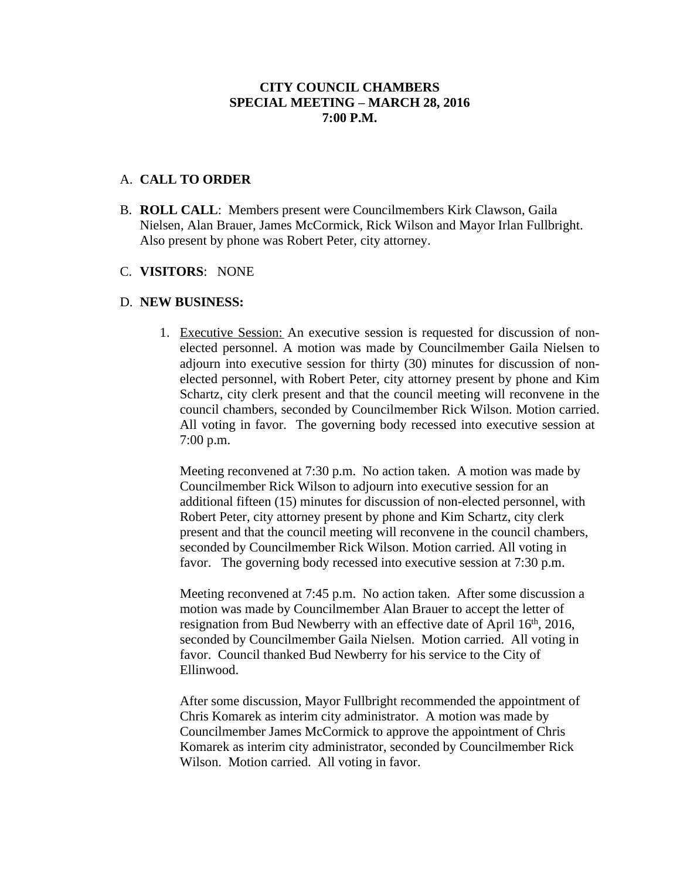**CITY COUNCIL CHAMBERS**
**SPECIAL MEETING – MARCH 28, 2016**
**7:00 P.M.**

A. **CALL TO ORDER**

B. **ROLL CALL**: Members present were Councilmembers Kirk Clawson, Gaila Nielsen, Alan Brauer, James McCormick, Rick Wilson and Mayor Irlan Fullbright. Also present by phone was Robert Peter, city attorney.

C. **VISITORS**: NONE

D. **NEW BUSINESS:**

1. Executive Session: An executive session is requested for discussion of non-elected personnel. A motion was made by Councilmember Gaila Nielsen to adjourn into executive session for thirty (30) minutes for discussion of non-elected personnel, with Robert Peter, city attorney present by phone and Kim Schartz, city clerk present and that the council meeting will reconvene in the council chambers, seconded by Councilmember Rick Wilson. Motion carried. All voting in favor. The governing body recessed into executive session at 7:00 p.m.

   Meeting reconvened at 7:30 p.m. No action taken. A motion was made by Councilmember Rick Wilson to adjourn into executive session for an additional fifteen (15) minutes for discussion of non-elected personnel, with Robert Peter, city attorney present by phone and Kim Schartz, city clerk present and that the council meeting will reconvene in the council chambers, seconded by Councilmember Rick Wilson. Motion carried. All voting in favor. The governing body recessed into executive session at 7:30 p.m.

   Meeting reconvened at 7:45 p.m. No action taken. After some discussion a motion was made by Councilmember Alan Brauer to accept the letter of resignation from Bud Newberry with an effective date of April 16th, 2016, seconded by Councilmember Gaila Nielsen. Motion carried. All voting in favor. Council thanked Bud Newberry for his service to the City of Ellinwood.

   After some discussion, Mayor Fullbright recommended the appointment of Chris Komarek as interim city administrator. A motion was made by Councilmember James McCormick to approve the appointment of Chris Komarek as interim city administrator, seconded by Councilmember Rick Wilson. Motion carried. All voting in favor.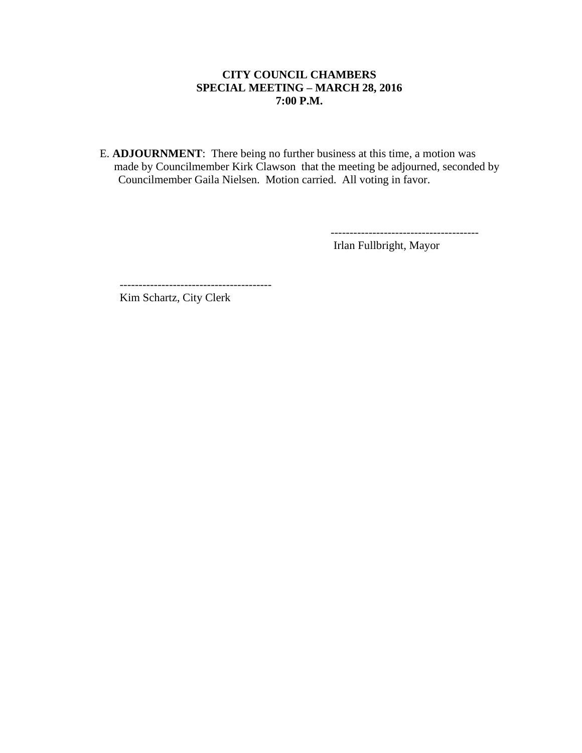**CITY COUNCIL CHAMBERS**
**SPECIAL MEETING – MARCH 28, 2016**
**7:00 P.M.**

E. **ADJOURNMENT**: There being no further business at this time, a motion was made by Councilmember Kirk Clawson that the meeting be adjourned, seconded by Councilmember Gaila Nielsen. Motion carried. All voting in favor.

---------------------------------------
Irlan Fullbright, Mayor

----------------------------------------
Kim Schartz, City Clerk